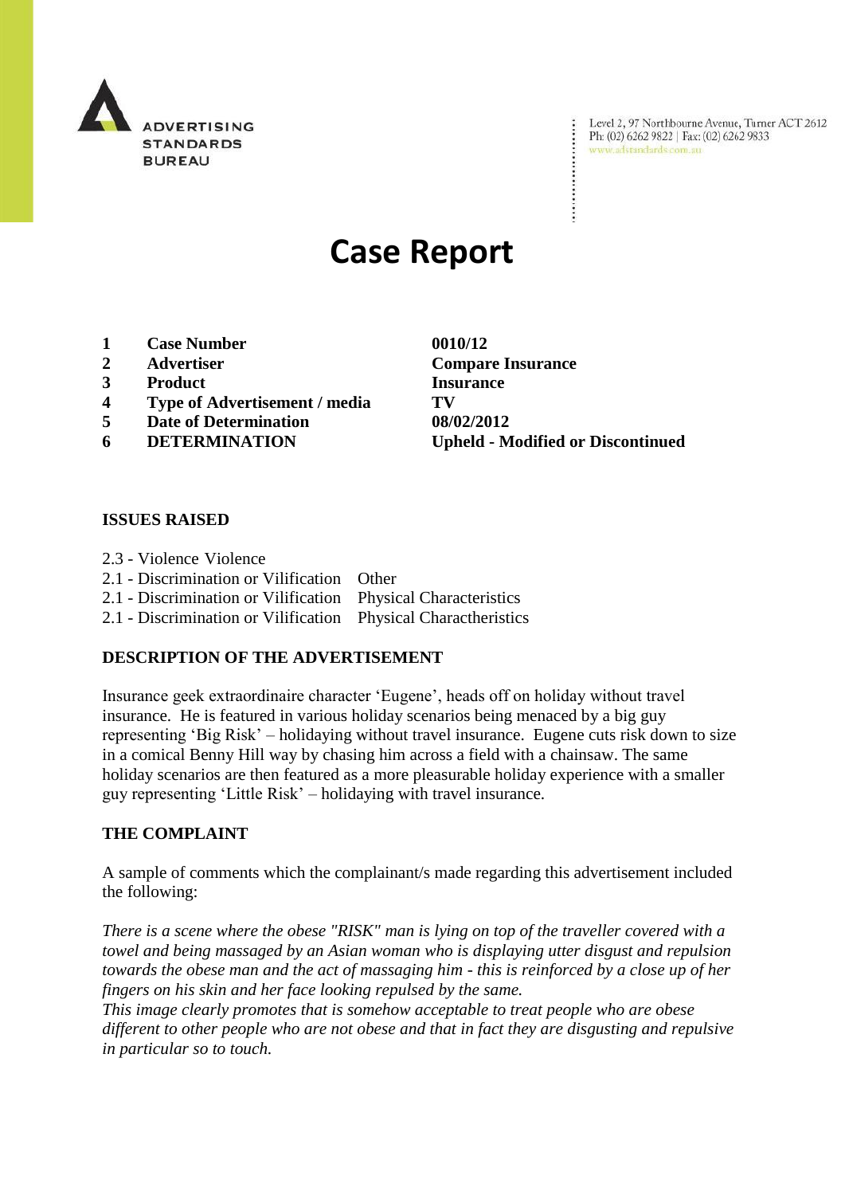ADVERTISING STANDARDS BUREAU

Level 2, 97 Northbourne Avenue, Turner ACT 2612
Ph: (02) 6262 9822 | Fax: (02) 6262 9833
www.adstandards.com.au

# Case Report

| | | |
|---|---|---|
| 1 | **Case Number** | **0010/12** |
| 2 | **Advertiser** | **Compare Insurance** |
| 3 | **Product** | **Insurance** |
| 4 | **Type of Advertisement / media** | **TV** |
| 5 | **Date of Determination** | **08/02/2012** |
| 6 | **DETERMINATION** | **Upheld - Modified or Discontinued** |

### ISSUES RAISED

2.3 - Violence Violence
2.1 - Discrimination or Vilification Other
2.1 - Discrimination or Vilification Physical Characteristics
2.1 - Discrimination or Vilification Physical Charactheristics

### DESCRIPTION OF THE ADVERTISEMENT

Insurance geek extraordinaire character 'Eugene', heads off on holiday without travel insurance. He is featured in various holiday scenarios being menaced by a big guy representing 'Big Risk' – holidaying without travel insurance. Eugene cuts risk down to size in a comical Benny Hill way by chasing him across a field with a chainsaw. The same holiday scenarios are then featured as a more pleasurable holiday experience with a smaller guy representing 'Little Risk' – holidaying with travel insurance.

### THE COMPLAINT

A sample of comments which the complainant/s made regarding this advertisement included the following:

*There is a scene where the obese "RISK" man is lying on top of the traveller covered with a towel and being massaged by an Asian woman who is displaying utter disgust and repulsion towards the obese man and the act of massaging him - this is reinforced by a close up of her fingers on his skin and her face looking repulsed by the same.*
*This image clearly promotes that is somehow acceptable to treat people who are obese different to other people who are not obese and that in fact they are disgusting and repulsive in particular so to touch.*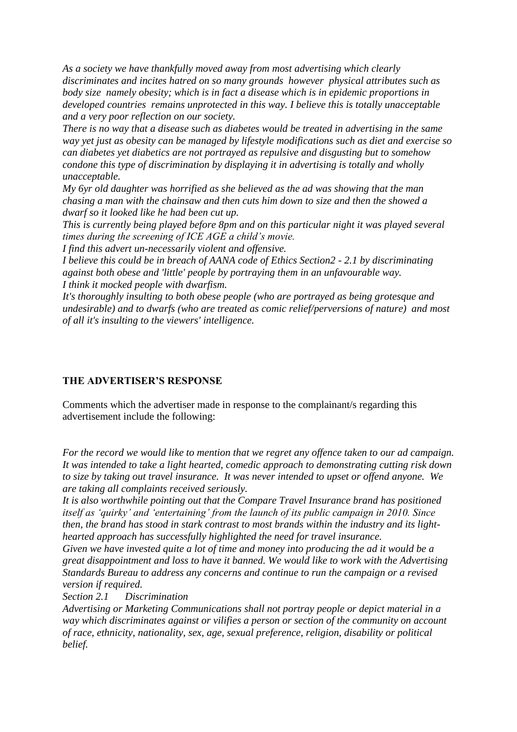*As a society we have thankfully moved away from most advertising which clearly discriminates and incites hatred on so many grounds however physical attributes such as body size namely obesity; which is in fact a disease which is in epidemic proportions in developed countries remains unprotected in this way. I believe this is totally unacceptable and a very poor reflection on our society.*

*There is no way that a disease such as diabetes would be treated in advertising in the same way yet just as obesity can be managed by lifestyle modifications such as diet and exercise so can diabetes yet diabetics are not portrayed as repulsive and disgusting but to somehow condone this type of discrimination by displaying it in advertising is totally and wholly unacceptable.*

*My 6yr old daughter was horrified as she believed as the ad was showing that the man chasing a man with the chainsaw and then cuts him down to size and then the showed a dwarf so it looked like he had been cut up.*

*This is currently being played before 8pm and on this particular night it was played several times during the screening of ICE AGE a child's movie.*

*I find this advert un-necessarily violent and offensive.*

*I believe this could be in breach of AANA code of Ethics Section2 - 2.1 by discriminating against both obese and 'little' people by portraying them in an unfavourable way.*

*I think it mocked people with dwarfism.*

*It's thoroughly insulting to both obese people (who are portrayed as being grotesque and undesirable) and to dwarfs (who are treated as comic relief/perversions of nature) and most of all it's insulting to the viewers' intelligence.*

## THE ADVERTISER'S RESPONSE

Comments which the advertiser made in response to the complainant/s regarding this advertisement include the following:

*For the record we would like to mention that we regret any offence taken to our ad campaign. It was intended to take a light hearted, comedic approach to demonstrating cutting risk down to size by taking out travel insurance. It was never intended to upset or offend anyone. We are taking all complaints received seriously.*

*It is also worthwhile pointing out that the Compare Travel Insurance brand has positioned itself as 'quirky' and 'entertaining' from the launch of its public campaign in 2010. Since then, the brand has stood in stark contrast to most brands within the industry and its light-hearted approach has successfully highlighted the need for travel insurance.*

*Given we have invested quite a lot of time and money into producing the ad it would be a great disappointment and loss to have it banned. We would like to work with the Advertising Standards Bureau to address any concerns and continue to run the campaign or a revised version if required.*

*Section 2.1 Discrimination*

*Advertising or Marketing Communications shall not portray people or depict material in a way which discriminates against or vilifies a person or section of the community on account of race, ethnicity, nationality, sex, age, sexual preference, religion, disability or political belief.*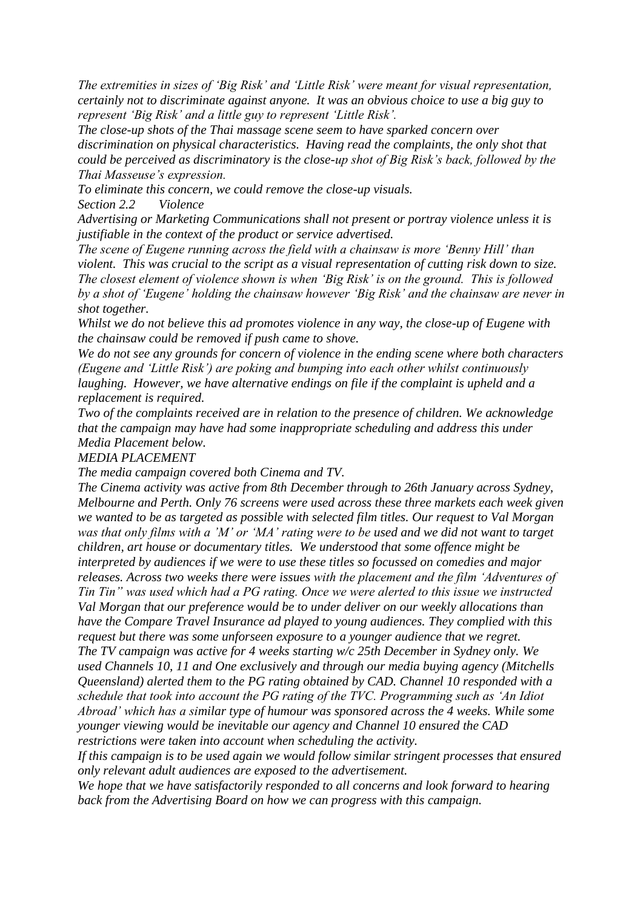*The extremities in sizes of 'Big Risk' and 'Little Risk' were meant for visual representation, certainly not to discriminate against anyone. It was an obvious choice to use a big guy to represent 'Big Risk' and a little guy to represent 'Little Risk'.*

*The close-up shots of the Thai massage scene seem to have sparked concern over discrimination on physical characteristics. Having read the complaints, the only shot that could be perceived as discriminatory is the close-up shot of Big Risk's back, followed by the Thai Masseuse's expression.*

*To eliminate this concern, we could remove the close-up visuals.*

*Section 2.2 Violence*

*Advertising or Marketing Communications shall not present or portray violence unless it is justifiable in the context of the product or service advertised.*

*The scene of Eugene running across the field with a chainsaw is more 'Benny Hill' than violent. This was crucial to the script as a visual representation of cutting risk down to size. The closest element of violence shown is when 'Big Risk' is on the ground. This is followed by a shot of 'Eugene' holding the chainsaw however 'Big Risk' and the chainsaw are never in shot together.*

*Whilst we do not believe this ad promotes violence in any way, the close-up of Eugene with the chainsaw could be removed if push came to shove.*

*We do not see any grounds for concern of violence in the ending scene where both characters (Eugene and 'Little Risk') are poking and bumping into each other whilst continuously laughing. However, we have alternative endings on file if the complaint is upheld and a replacement is required.*

*Two of the complaints received are in relation to the presence of children. We acknowledge that the campaign may have had some inappropriate scheduling and address this under Media Placement below.*

*MEDIA PLACEMENT*

*The media campaign covered both Cinema and TV.*

*The Cinema activity was active from 8th December through to 26th January across Sydney, Melbourne and Perth. Only 76 screens were used across these three markets each week given we wanted to be as targeted as possible with selected film titles. Our request to Val Morgan was that only films with a 'M' or 'MA' rating were to be used and we did not want to target children, art house or documentary titles. We understood that some offence might be interpreted by audiences if we were to use these titles so focussed on comedies and major releases. Across two weeks there were issues with the placement and the film 'Adventures of Tin Tin" was used which had a PG rating. Once we were alerted to this issue we instructed Val Morgan that our preference would be to under deliver on our weekly allocations than have the Compare Travel Insurance ad played to young audiences. They complied with this request but there was some unforseen exposure to a younger audience that we regret.*

*The TV campaign was active for 4 weeks starting w/c 25th December in Sydney only. We used Channels 10, 11 and One exclusively and through our media buying agency (Mitchells Queensland) alerted them to the PG rating obtained by CAD. Channel 10 responded with a schedule that took into account the PG rating of the TVC. Programming such as 'An Idiot Abroad' which has a similar type of humour was sponsored across the 4 weeks. While some younger viewing would be inevitable our agency and Channel 10 ensured the CAD restrictions were taken into account when scheduling the activity.*

*If this campaign is to be used again we would follow similar stringent processes that ensured only relevant adult audiences are exposed to the advertisement.*

*We hope that we have satisfactorily responded to all concerns and look forward to hearing back from the Advertising Board on how we can progress with this campaign.*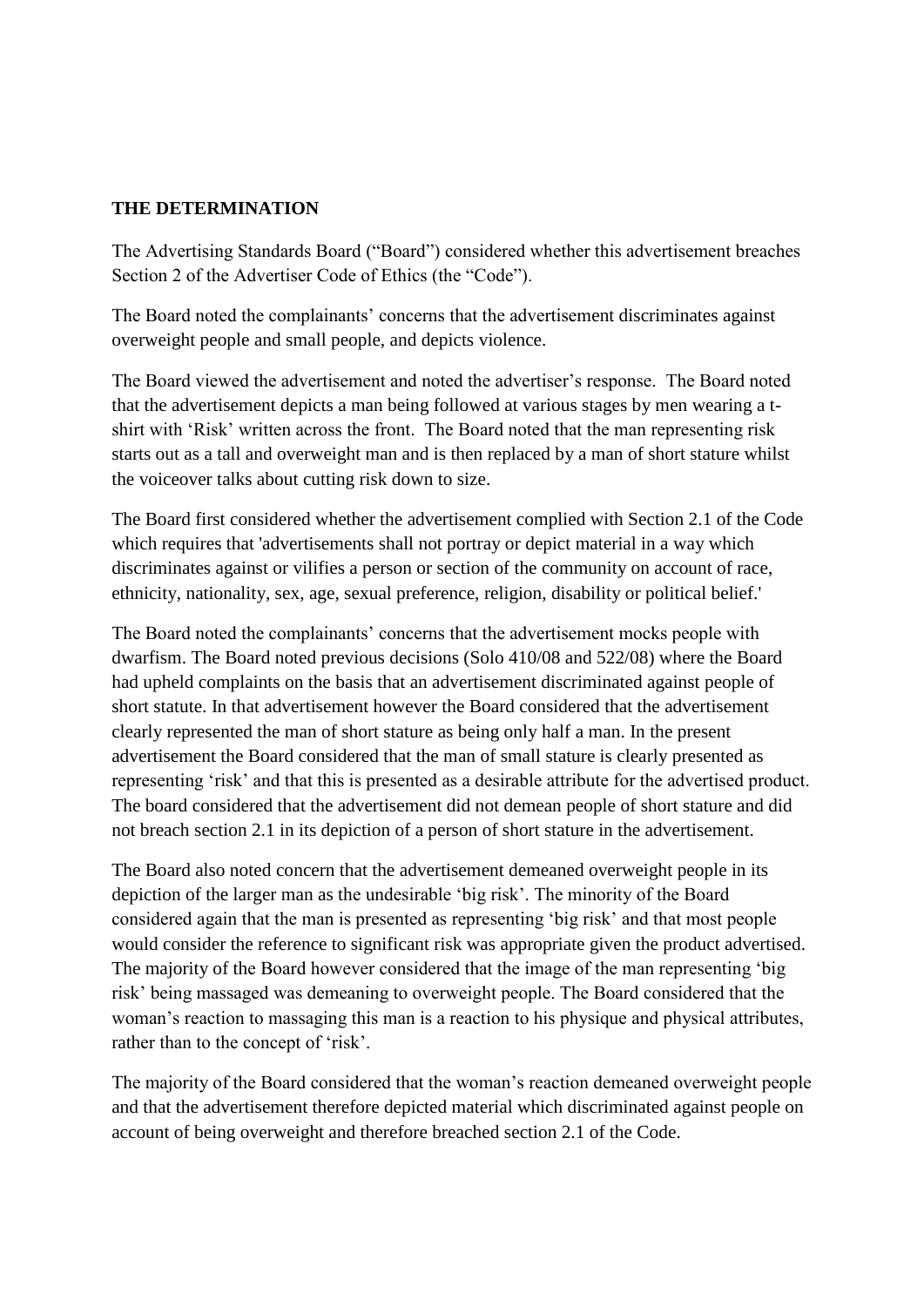**THE DETERMINATION**

The Advertising Standards Board ("Board") considered whether this advertisement breaches Section 2 of the Advertiser Code of Ethics (the "Code").

The Board noted the complainants' concerns that the advertisement discriminates against overweight people and small people, and depicts violence.

The Board viewed the advertisement and noted the advertiser's response. The Board noted that the advertisement depicts a man being followed at various stages by men wearing a t-shirt with 'Risk' written across the front. The Board noted that the man representing risk starts out as a tall and overweight man and is then replaced by a man of short stature whilst the voiceover talks about cutting risk down to size.

The Board first considered whether the advertisement complied with Section 2.1 of the Code which requires that 'advertisements shall not portray or depict material in a way which discriminates against or vilifies a person or section of the community on account of race, ethnicity, nationality, sex, age, sexual preference, religion, disability or political belief.'

The Board noted the complainants' concerns that the advertisement mocks people with dwarfism. The Board noted previous decisions (Solo 410/08 and 522/08) where the Board had upheld complaints on the basis that an advertisement discriminated against people of short statute. In that advertisement however the Board considered that the advertisement clearly represented the man of short stature as being only half a man. In the present advertisement the Board considered that the man of small stature is clearly presented as representing 'risk' and that this is presented as a desirable attribute for the advertised product. The board considered that the advertisement did not demean people of short stature and did not breach section 2.1 in its depiction of a person of short stature in the advertisement.

The Board also noted concern that the advertisement demeaned overweight people in its depiction of the larger man as the undesirable 'big risk'. The minority of the Board considered again that the man is presented as representing 'big risk' and that most people would consider the reference to significant risk was appropriate given the product advertised. The majority of the Board however considered that the image of the man representing 'big risk' being massaged was demeaning to overweight people. The Board considered that the woman's reaction to massaging this man is a reaction to his physique and physical attributes, rather than to the concept of 'risk'.

The majority of the Board considered that the woman's reaction demeaned overweight people and that the advertisement therefore depicted material which discriminated against people on account of being overweight and therefore breached section 2.1 of the Code.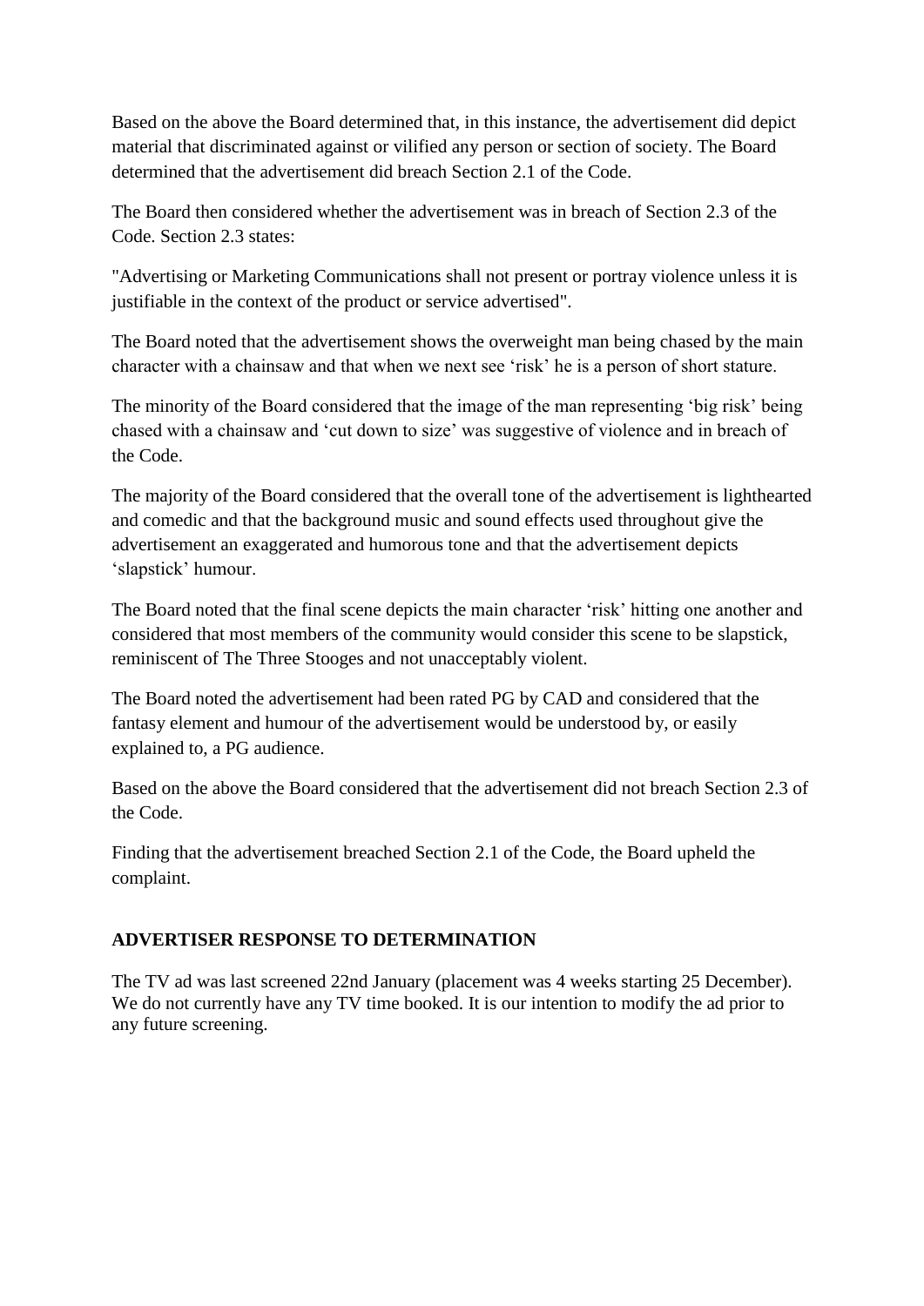Based on the above the Board determined that, in this instance, the advertisement did depict material that discriminated against or vilified any person or section of society. The Board determined that the advertisement did breach Section 2.1 of the Code.

The Board then considered whether the advertisement was in breach of Section 2.3 of the Code. Section 2.3 states:

"Advertising or Marketing Communications shall not present or portray violence unless it is justifiable in the context of the product or service advertised".

The Board noted that the advertisement shows the overweight man being chased by the main character with a chainsaw and that when we next see 'risk' he is a person of short stature.

The minority of the Board considered that the image of the man representing 'big risk' being chased with a chainsaw and 'cut down to size' was suggestive of violence and in breach of the Code.

The majority of the Board considered that the overall tone of the advertisement is lighthearted and comedic and that the background music and sound effects used throughout give the advertisement an exaggerated and humorous tone and that the advertisement depicts 'slapstick' humour.

The Board noted that the final scene depicts the main character 'risk' hitting one another and considered that most members of the community would consider this scene to be slapstick, reminiscent of The Three Stooges and not unacceptably violent.

The Board noted the advertisement had been rated PG by CAD and considered that the fantasy element and humour of the advertisement would be understood by, or easily explained to, a PG audience.

Based on the above the Board considered that the advertisement did not breach Section 2.3 of the Code.

Finding that the advertisement breached Section 2.1 of the Code, the Board upheld the complaint.

## ADVERTISER RESPONSE TO DETERMINATION

The TV ad was last screened 22nd January (placement was 4 weeks starting 25 December). We do not currently have any TV time booked. It is our intention to modify the ad prior to any future screening.